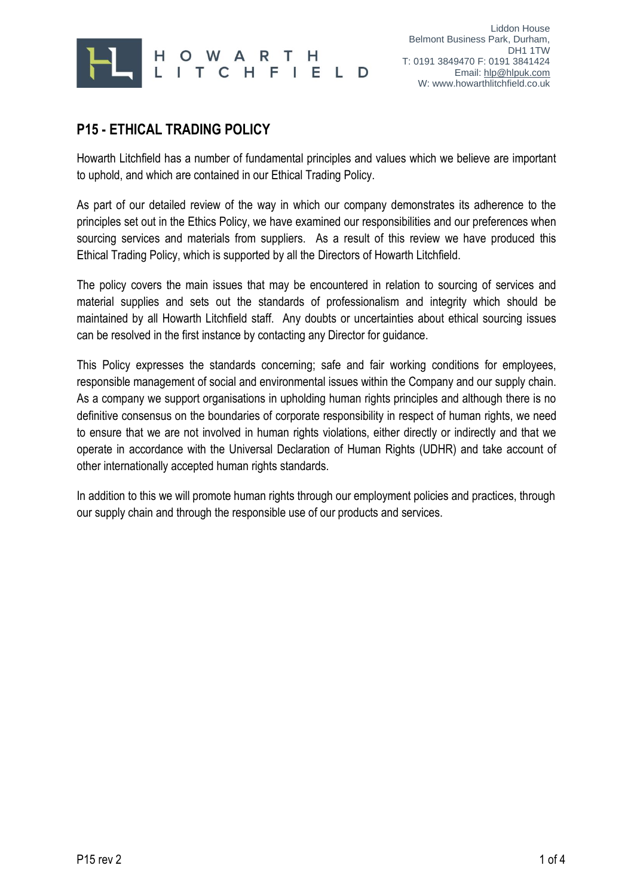Liddon House
Belmont Business Park, Durham,
DH1 1TW
T: 0191 3849470 F: 0191 3841424
Email: hlp@hlpuk.com
W: www.howarthlitchfield.co.uk

# P15 - ETHICAL TRADING POLICY

Howarth Litchfield has a number of fundamental principles and values which we believe are important to uphold, and which are contained in our Ethical Trading Policy.

As part of our detailed review of the way in which our company demonstrates its adherence to the principles set out in the Ethics Policy, we have examined our responsibilities and our preferences when sourcing services and materials from suppliers. As a result of this review we have produced this Ethical Trading Policy, which is supported by all the Directors of Howarth Litchfield.

The policy covers the main issues that may be encountered in relation to sourcing of services and material supplies and sets out the standards of professionalism and integrity which should be maintained by all Howarth Litchfield staff. Any doubts or uncertainties about ethical sourcing issues can be resolved in the first instance by contacting any Director for guidance.

This Policy expresses the standards concerning; safe and fair working conditions for employees, responsible management of social and environmental issues within the Company and our supply chain. As a company we support organisations in upholding human rights principles and although there is no definitive consensus on the boundaries of corporate responsibility in respect of human rights, we need to ensure that we are not involved in human rights violations, either directly or indirectly and that we operate in accordance with the Universal Declaration of Human Rights (UDHR) and take account of other internationally accepted human rights standards.

In addition to this we will promote human rights through our employment policies and practices, through our supply chain and through the responsible use of our products and services.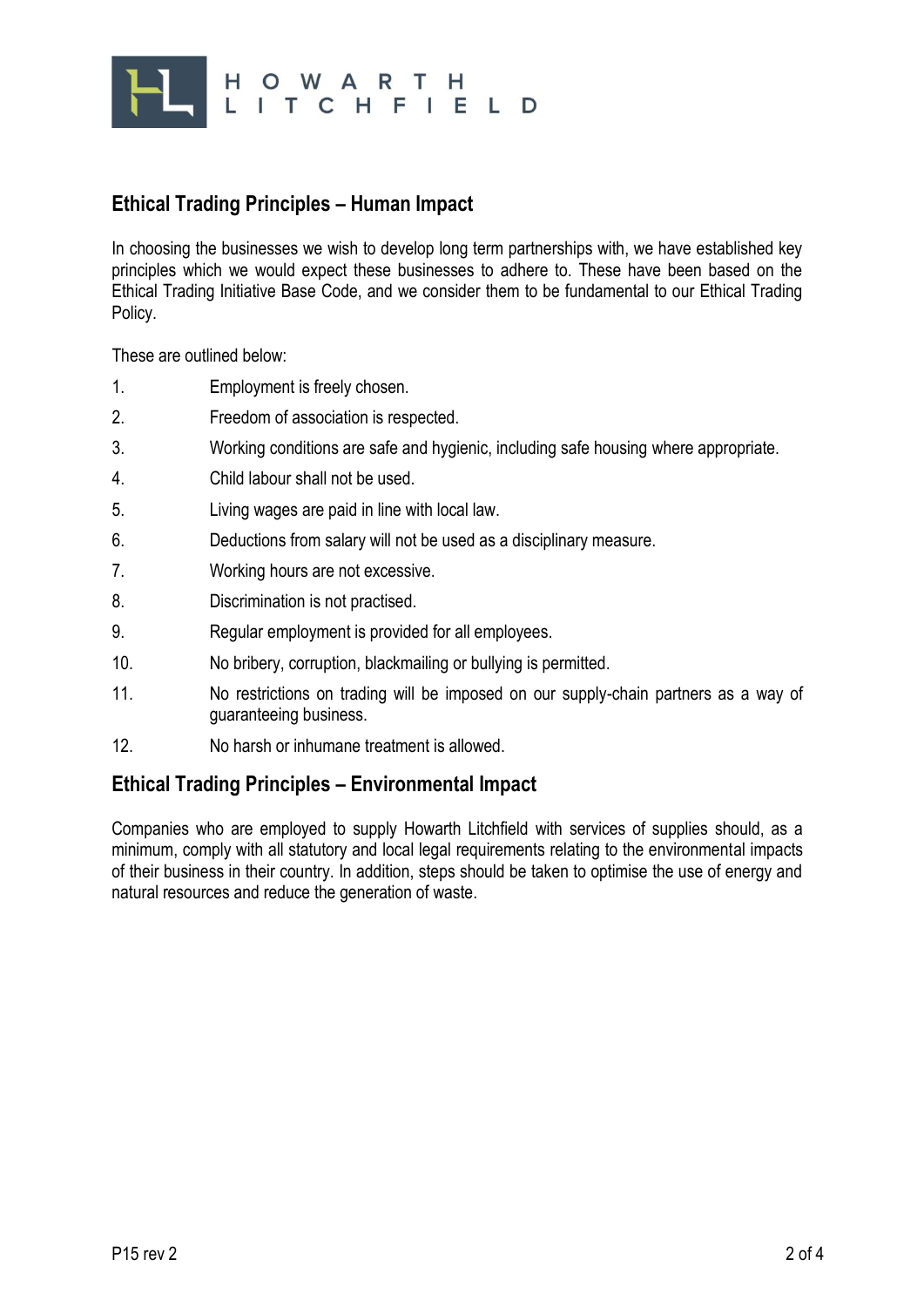HOWARTH LITCHFIELD

## Ethical Trading Principles – Human Impact

In choosing the businesses we wish to develop long term partnerships with, we have established key principles which we would expect these businesses to adhere to. These have been based on the Ethical Trading Initiative Base Code, and we consider them to be fundamental to our Ethical Trading Policy.

These are outlined below:

1. Employment is freely chosen.
2. Freedom of association is respected.
3. Working conditions are safe and hygienic, including safe housing where appropriate.
4. Child labour shall not be used.
5. Living wages are paid in line with local law.
6. Deductions from salary will not be used as a disciplinary measure.
7. Working hours are not excessive.
8. Discrimination is not practised.
9. Regular employment is provided for all employees.
10. No bribery, corruption, blackmailing or bullying is permitted.
11. No restrictions on trading will be imposed on our supply-chain partners as a way of guaranteeing business.
12. No harsh or inhumane treatment is allowed.

## Ethical Trading Principles – Environmental Impact

Companies who are employed to supply Howarth Litchfield with services of supplies should, as a minimum, comply with all statutory and local legal requirements relating to the environmental impacts of their business in their country. In addition, steps should be taken to optimise the use of energy and natural resources and reduce the generation of waste.

P15 rev 2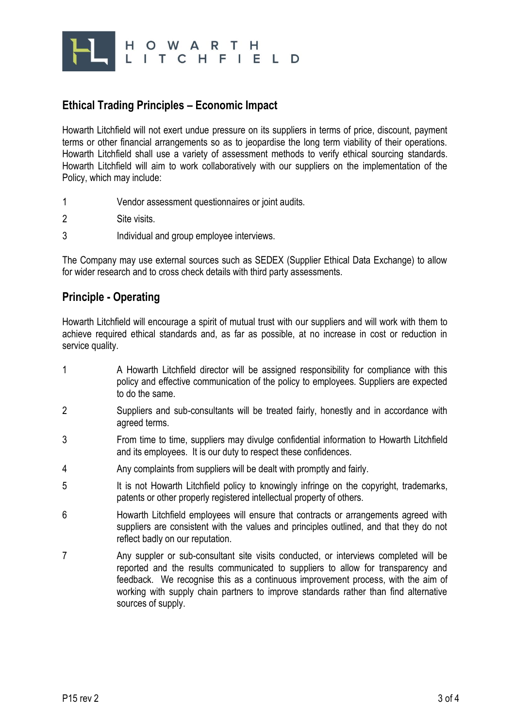## Ethical Trading Principles – Economic Impact

Howarth Litchfield will not exert undue pressure on its suppliers in terms of price, discount, payment terms or other financial arrangements so as to jeopardise the long term viability of their operations. Howarth Litchfield shall use a variety of assessment methods to verify ethical sourcing standards. Howarth Litchfield will aim to work collaboratively with our suppliers on the implementation of the Policy, which may include:

1. Vendor assessment questionnaires or joint audits.
2. Site visits.
3. Individual and group employee interviews.

The Company may use external sources such as SEDEX (Supplier Ethical Data Exchange) to allow for wider research and to cross check details with third party assessments.

## Principle - Operating

Howarth Litchfield will encourage a spirit of mutual trust with our suppliers and will work with them to achieve required ethical standards and, as far as possible, at no increase in cost or reduction in service quality.

1. A Howarth Litchfield director will be assigned responsibility for compliance with this policy and effective communication of the policy to employees. Suppliers are expected to do the same.
2. Suppliers and sub-consultants will be treated fairly, honestly and in accordance with agreed terms.
3. From time to time, suppliers may divulge confidential information to Howarth Litchfield and its employees. It is our duty to respect these confidences.
4. Any complaints from suppliers will be dealt with promptly and fairly.
5. It is not Howarth Litchfield policy to knowingly infringe on the copyright, trademarks, patents or other properly registered intellectual property of others.
6. Howarth Litchfield employees will ensure that contracts or arrangements agreed with suppliers are consistent with the values and principles outlined, and that they do not reflect badly on our reputation.
7. Any suppler or sub-consultant site visits conducted, or interviews completed will be reported and the results communicated to suppliers to allow for transparency and feedback. We recognise this as a continuous improvement process, with the aim of working with supply chain partners to improve standards rather than find alternative sources of supply.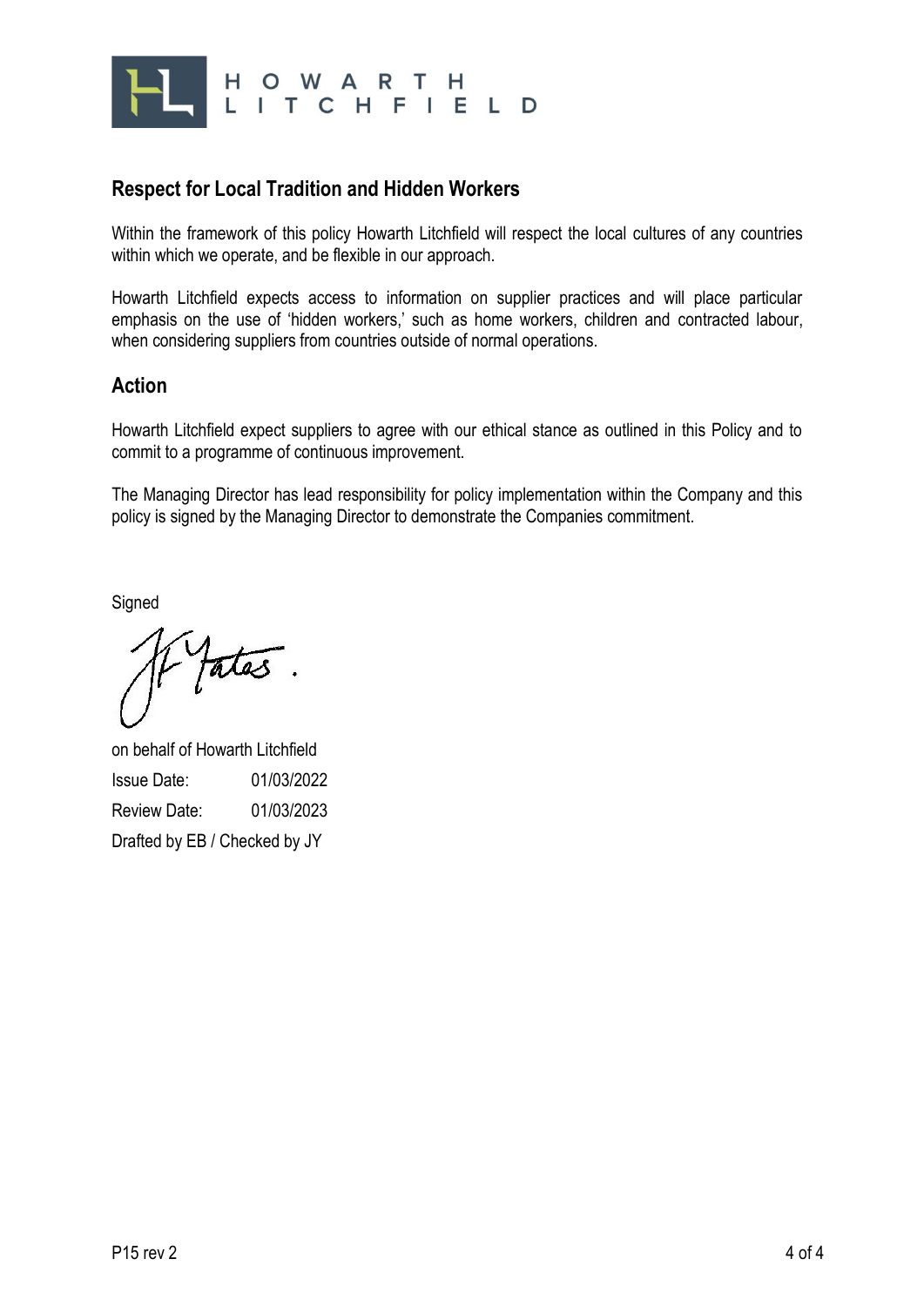## Respect for Local Tradition and Hidden Workers

Within the framework of this policy Howarth Litchfield will respect the local cultures of any countries within which we operate, and be flexible in our approach.

Howarth Litchfield expects access to information on supplier practices and will place particular emphasis on the use of 'hidden workers,' such as home workers, children and contracted labour, when considering suppliers from countries outside of normal operations.

## Action

Howarth Litchfield expect suppliers to agree with our ethical stance as outlined in this Policy and to commit to a programme of continuous improvement.

The Managing Director has lead responsibility for policy implementation within the Company and this policy is signed by the Managing Director to demonstrate the Companies commitment.

Signed

JF Yates.

on behalf of Howarth Litchfield

Issue Date: 01/03/2022

Review Date: 01/03/2023

Drafted by EB / Checked by JY

P15 rev 2